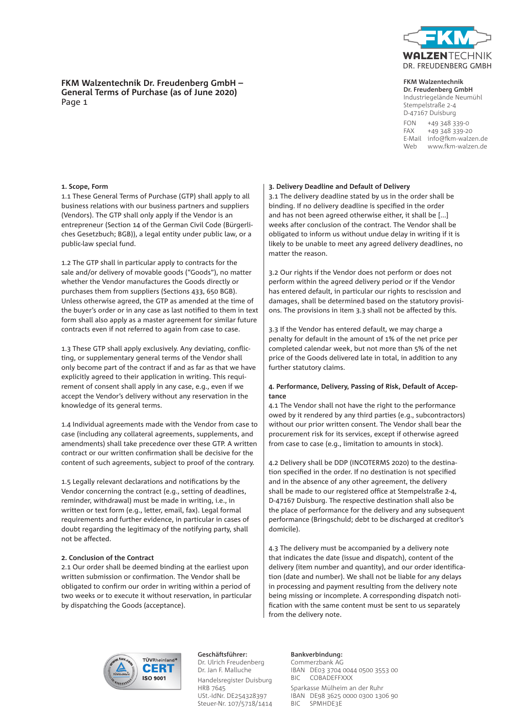# FKM Walzentechnik Dr. Freudenberg GmbH – General Terms of Purchase (as of June 2020)

Page 1

**FKM Walzentechnik**
**Dr. Freudenberg GmbH**
Industriegelände Neumühl
Stempelstraße 2-4
D-47167 Duisburg

FON +49 348 339-0
FAX +49 348 339-20
E-Mail info@fkm-walzen.de
Web www.fkm-walzen.de

## 1. Scope, Form

1.1 These General Terms of Purchase (GTP) shall apply to all business relations with our business partners and suppliers (Vendors). The GTP shall only apply if the Vendor is an entrepreneur (Section 14 of the German Civil Code (Bürgerliches Gesetzbuch; BGB)), a legal entity under public law, or a public-law special fund.

1.2 The GTP shall in particular apply to contracts for the sale and/or delivery of movable goods ("Goods"), no matter whether the Vendor manufactures the Goods directly or purchases them from suppliers (Sections 433, 650 BGB). Unless otherwise agreed, the GTP as amended at the time of the buyer's order or in any case as last notified to them in text form shall also apply as a master agreement for similar future contracts even if not referred to again from case to case.

1.3 These GTP shall apply exclusively. Any deviating, conflicting, or supplementary general terms of the Vendor shall only become part of the contract if and as far as that we have explicitly agreed to their application in writing. This requirement of consent shall apply in any case, e.g., even if we accept the Vendor's delivery without any reservation in the knowledge of its general terms.

1.4 Individual agreements made with the Vendor from case to case (including any collateral agreements, supplements, and amendments) shall take precedence over these GTP. A written contract or our written confirmation shall be decisive for the content of such agreements, subject to proof of the contrary.

1.5 Legally relevant declarations and notifications by the Vendor concerning the contract (e.g., setting of deadlines, reminder, withdrawal) must be made in writing, i.e., in written or text form (e.g., letter, email, fax). Legal formal requirements and further evidence, in particular in cases of doubt regarding the legitimacy of the notifying party, shall not be affected.

## 2. Conclusion of the Contract

2.1 Our order shall be deemed binding at the earliest upon written submission or confirmation. The Vendor shall be obligated to confirm our order in writing within a period of two weeks or to execute it without reservation, in particular by dispatching the Goods (acceptance).

## 3. Delivery Deadline and Default of Delivery

3.1 The delivery deadline stated by us in the order shall be binding. If no delivery deadline is specified in the order and has not been agreed otherwise either, it shall be [...] weeks after conclusion of the contract. The Vendor shall be obligated to inform us without undue delay in writing if it is likely to be unable to meet any agreed delivery deadlines, no matter the reason.

3.2 Our rights if the Vendor does not perform or does not perform within the agreed delivery period or if the Vendor has entered default, in particular our rights to rescission and damages, shall be determined based on the statutory provisions. The provisions in item 3.3 shall not be affected by this.

3.3 If the Vendor has entered default, we may charge a penalty for default in the amount of 1% of the net price per completed calendar week, but not more than 5% of the net price of the Goods delivered late in total, in addition to any further statutory claims.

## 4. Performance, Delivery, Passing of Risk, Default of Acceptance

4.1 The Vendor shall not have the right to the performance owed by it rendered by any third parties (e.g., subcontractors) without our prior written consent. The Vendor shall bear the procurement risk for its services, except if otherwise agreed from case to case (e.g., limitation to amounts in stock).

4.2 Delivery shall be DDP (INCOTERMS 2020) to the destination specified in the order. If no destination is not specified and in the absence of any other agreement, the delivery shall be made to our registered office at Stempelstraße 2-4, D-47167 Duisburg. The respective destination shall also be the place of performance for the delivery and any subsequent performance (Bringschuld; debt to be discharged at creditor's domicile).

4.3 The delivery must be accompanied by a delivery note that indicates the date (issue and dispatch), content of the delivery (item number and quantity), and our order identification (date and number). We shall not be liable for any delays in processing and payment resulting from the delivery note being missing or incomplete. A corresponding dispatch notification with the same content must be sent to us separately from the delivery note.

**Geschäftsführer:**
Dr. Ulrich Freudenberg
Dr. Jan F. Malluche
Handelsregister Duisburg
HRB 7645
USt.-IdNr. DE254328397
Steuer-Nr. 107/5718/1414

**Bankverbindung:**
Commerzbank AG
IBAN DE03 3704 0044 0500 3553 00
BIC COBADEFFXXX
Sparkasse Mülheim an der Ruhr
IBAN DE98 3625 0000 0300 1306 90
BIC SPMHDE3E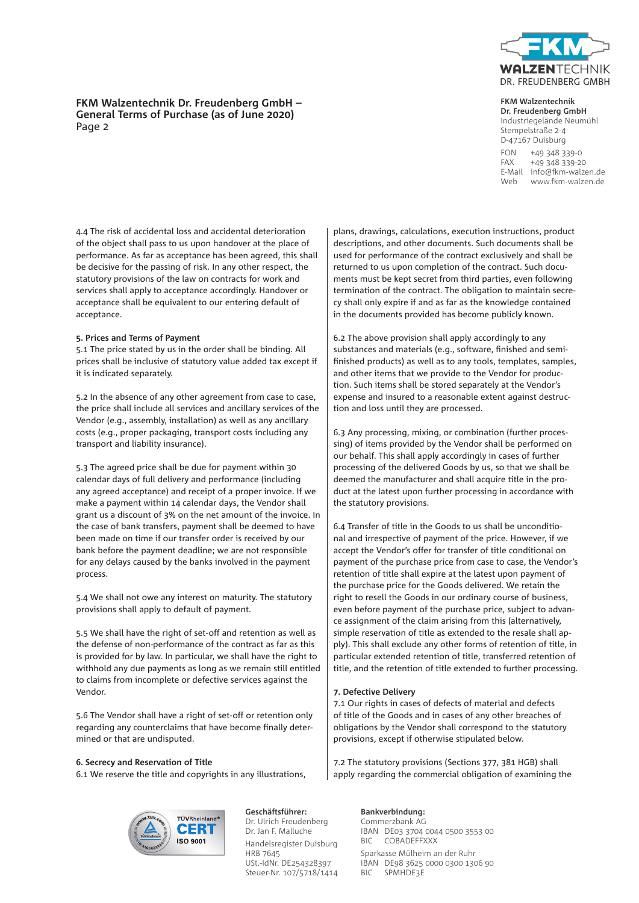4.4 The risk of accidental loss and accidental deterioration of the object shall pass to us upon handover at the place of performance. As far as acceptance has been agreed, this shall be decisive for the passing of risk. In any other respect, the statutory provisions of the law on contracts for work and services shall apply to acceptance accordingly. Handover or acceptance shall be equivalent to our entering default of acceptance.

**5. Prices and Terms of Payment**

5.1 The price stated by us in the order shall be binding. All prices shall be inclusive of statutory value added tax except if it is indicated separately.

5.2 In the absence of any other agreement from case to case, the price shall include all services and ancillary services of the Vendor (e.g., assembly, installation) as well as any ancillary costs (e.g., proper packaging, transport costs including any transport and liability insurance).

5.3 The agreed price shall be due for payment within 30 calendar days of full delivery and performance (including any agreed acceptance) and receipt of a proper invoice. If we make a payment within 14 calendar days, the Vendor shall grant us a discount of 3% on the net amount of the invoice. In the case of bank transfers, payment shall be deemed to have been made on time if our transfer order is received by our bank before the payment deadline; we are not responsible for any delays caused by the banks involved in the payment process.

5.4 We shall not owe any interest on maturity. The statutory provisions shall apply to default of payment.

5.5 We shall have the right of set-off and retention as well as the defense of non-performance of the contract as far as this is provided for by law. In particular, we shall have the right to withhold any due payments as long as we remain still entitled to claims from incomplete or defective services against the Vendor.

5.6 The Vendor shall have a right of set-off or retention only regarding any counterclaims that have become finally determined or that are undisputed.

**6. Secrecy and Reservation of Title**

6.1 We reserve the title and copyrights in any illustrations, plans, drawings, calculations, execution instructions, product descriptions, and other documents. Such documents shall be used for performance of the contract exclusively and shall be returned to us upon completion of the contract. Such documents must be kept secret from third parties, even following termination of the contract. The obligation to maintain secrecy shall only expire if and as far as the knowledge contained in the documents provided has become publicly known.

6.2 The above provision shall apply accordingly to any substances and materials (e.g., software, finished and semi-finished products) as well as to any tools, templates, samples, and other items that we provide to the Vendor for production. Such items shall be stored separately at the Vendor's expense and insured to a reasonable extent against destruction and loss until they are processed.

6.3 Any processing, mixing, or combination (further processing) of items provided by the Vendor shall be performed on our behalf. This shall apply accordingly in cases of further processing of the delivered Goods by us, so that we shall be deemed the manufacturer and shall acquire title in the product at the latest upon further processing in accordance with the statutory provisions.

6.4 Transfer of title in the Goods to us shall be unconditional and irrespective of payment of the price. However, if we accept the Vendor's offer for transfer of title conditional on payment of the purchase price from case to case, the Vendor's retention of title shall expire at the latest upon payment of the purchase price for the Goods delivered. We retain the right to resell the Goods in our ordinary course of business, even before payment of the purchase price, subject to advance assignment of the claim arising from this (alternatively, simple reservation of title as extended to the resale shall apply). This shall exclude any other forms of retention of title, in particular extended retention of title, transferred retention of title, and the retention of title extended to further processing.

**7. Defective Delivery**

7.1 Our rights in cases of defects of material and defects of title of the Goods and in cases of any other breaches of obligations by the Vendor shall correspond to the statutory provisions, except if otherwise stipulated below.

7.2 The statutory provisions (Sections 377, 381 HGB) shall apply regarding the commercial obligation of examining the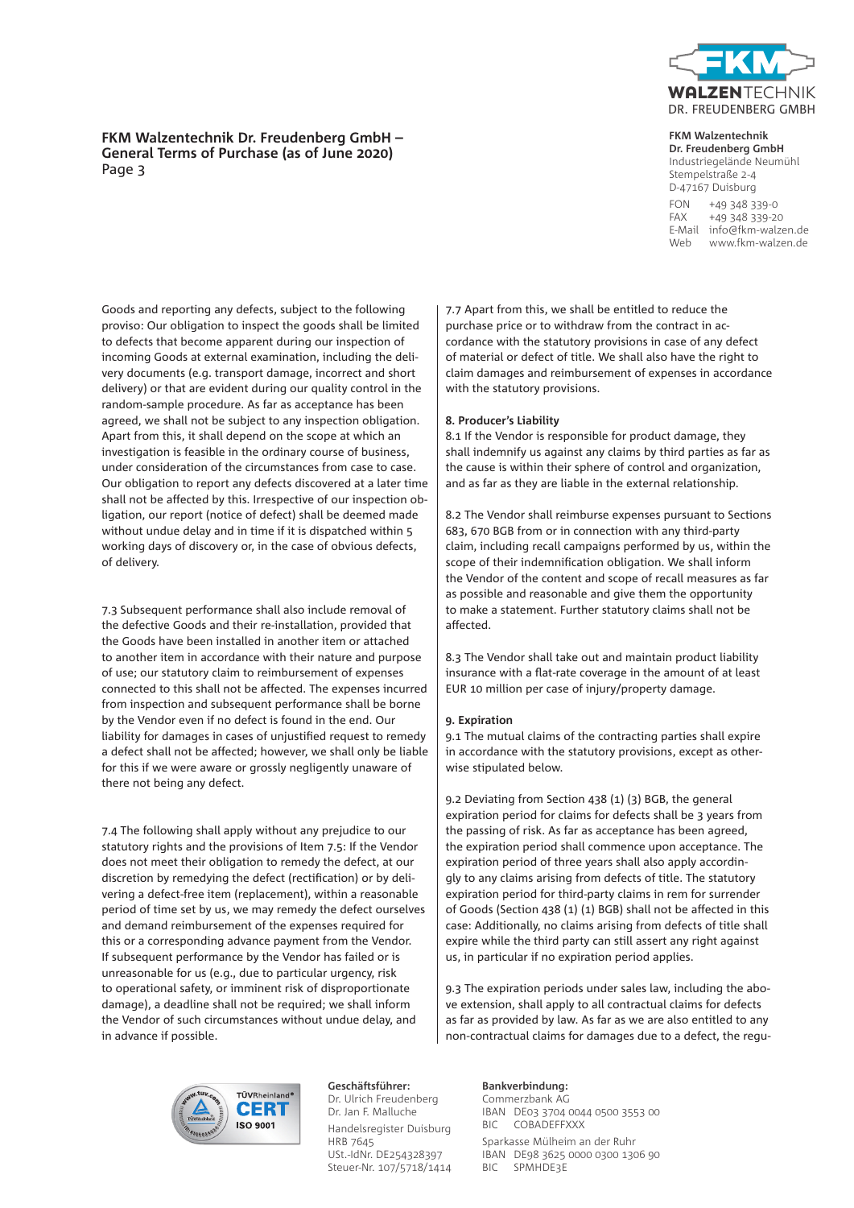Goods and reporting any defects, subject to the following proviso: Our obligation to inspect the goods shall be limited to defects that become apparent during our inspection of incoming Goods at external examination, including the delivery documents (e.g. transport damage, incorrect and short delivery) or that are evident during our quality control in the random-sample procedure. As far as acceptance has been agreed, we shall not be subject to any inspection obligation. Apart from this, it shall depend on the scope at which an investigation is feasible in the ordinary course of business, under consideration of the circumstances from case to case. Our obligation to report any defects discovered at a later time shall not be affected by this. Irrespective of our inspection obligation, our report (notice of defect) shall be deemed made without undue delay and in time if it is dispatched within 5 working days of discovery or, in the case of obvious defects, of delivery.

7.3 Subsequent performance shall also include removal of the defective Goods and their re-installation, provided that the Goods have been installed in another item or attached to another item in accordance with their nature and purpose of use; our statutory claim to reimbursement of expenses connected to this shall not be affected. The expenses incurred from inspection and subsequent performance shall be borne by the Vendor even if no defect is found in the end. Our liability for damages in cases of unjustified request to remedy a defect shall not be affected; however, we shall only be liable for this if we were aware or grossly negligently unaware of there not being any defect.

7.4 The following shall apply without any prejudice to our statutory rights and the provisions of Item 7.5: If the Vendor does not meet their obligation to remedy the defect, at our discretion by remedying the defect (rectification) or by delivering a defect-free item (replacement), within a reasonable period of time set by us, we may remedy the defect ourselves and demand reimbursement of the expenses required for this or a corresponding advance payment from the Vendor. If subsequent performance by the Vendor has failed or is unreasonable for us (e.g., due to particular urgency, risk to operational safety, or imminent risk of disproportionate damage), a deadline shall not be required; we shall inform the Vendor of such circumstances without undue delay, and in advance if possible.

7.7 Apart from this, we shall be entitled to reduce the purchase price or to withdraw from the contract in accordance with the statutory provisions in case of any defect of material or defect of title. We shall also have the right to claim damages and reimbursement of expenses in accordance with the statutory provisions.

**8. Producer's Liability**

8.1 If the Vendor is responsible for product damage, they shall indemnify us against any claims by third parties as far as the cause is within their sphere of control and organization, and as far as they are liable in the external relationship.

8.2 The Vendor shall reimburse expenses pursuant to Sections 683, 670 BGB from or in connection with any third-party claim, including recall campaigns performed by us, within the scope of their indemnification obligation. We shall inform the Vendor of the content and scope of recall measures as far as possible and reasonable and give them the opportunity to make a statement. Further statutory claims shall not be affected.

8.3 The Vendor shall take out and maintain product liability insurance with a flat-rate coverage in the amount of at least EUR 10 million per case of injury/property damage.

**9. Expiration**

9.1 The mutual claims of the contracting parties shall expire in accordance with the statutory provisions, except as otherwise stipulated below.

9.2 Deviating from Section 438 (1) (3) BGB, the general expiration period for claims for defects shall be 3 years from the passing of risk. As far as acceptance has been agreed, the expiration period shall commence upon acceptance. The expiration period of three years shall also apply accordingly to any claims arising from defects of title. The statutory expiration period for third-party claims in rem for surrender of Goods (Section 438 (1) (1) BGB) shall not be affected in this case: Additionally, no claims arising from defects of title shall expire while the third party can still assert any right against us, in particular if no expiration period applies.

9.3 The expiration periods under sales law, including the above extension, shall apply to all contractual claims for defects as far as provided by law. As far as we are also entitled to any non-contractual claims for damages due to a defect, the regu-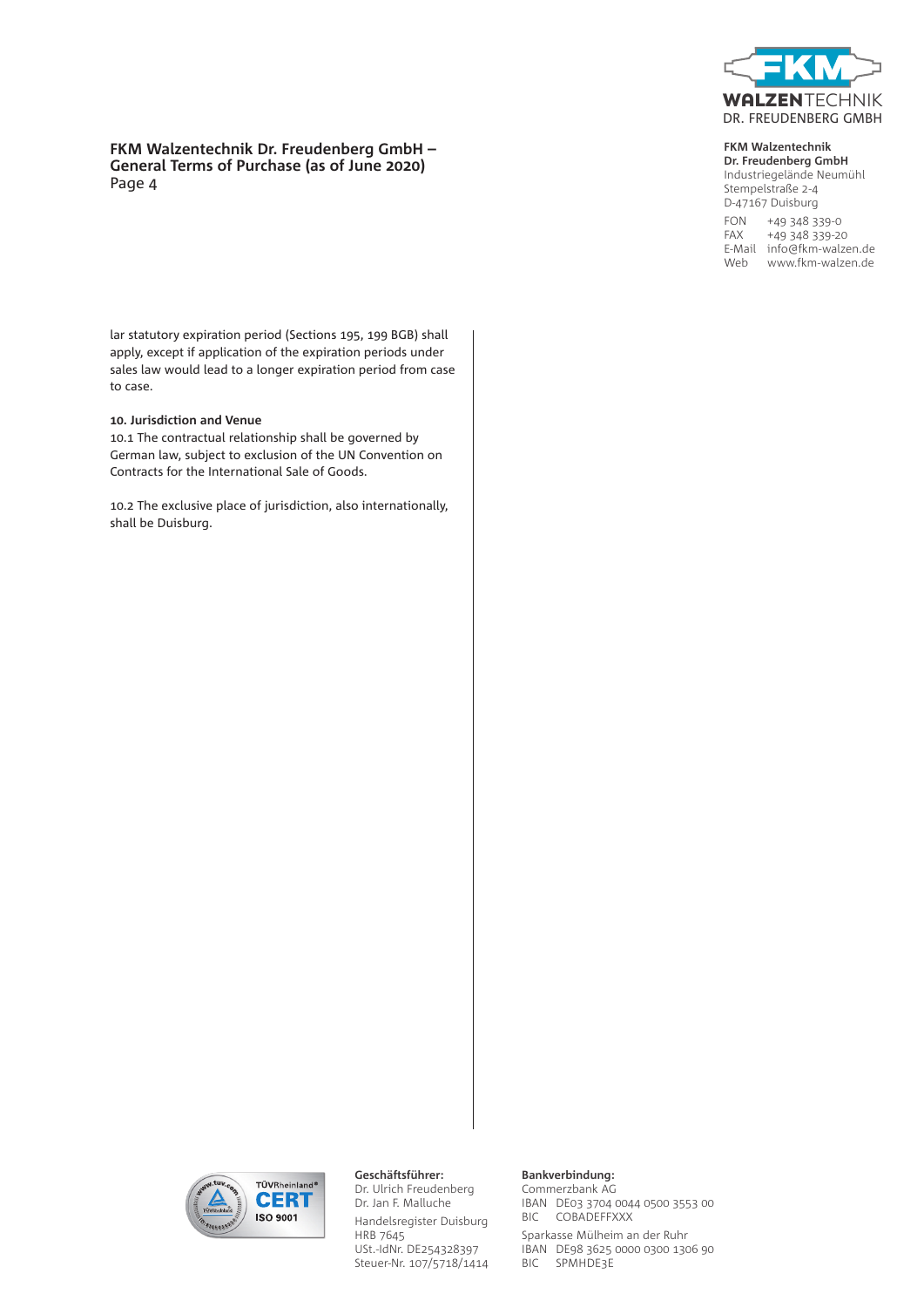lar statutory expiration period (Sections 195, 199 BGB) shall apply, except if application of the expiration periods under sales law would lead to a longer expiration period from case to case.

**10. Jurisdiction and Venue**

10.1 The contractual relationship shall be governed by German law, subject to exclusion of the UN Convention on Contracts for the International Sale of Goods.

10.2 The exclusive place of jurisdiction, also internationally, shall be Duisburg.